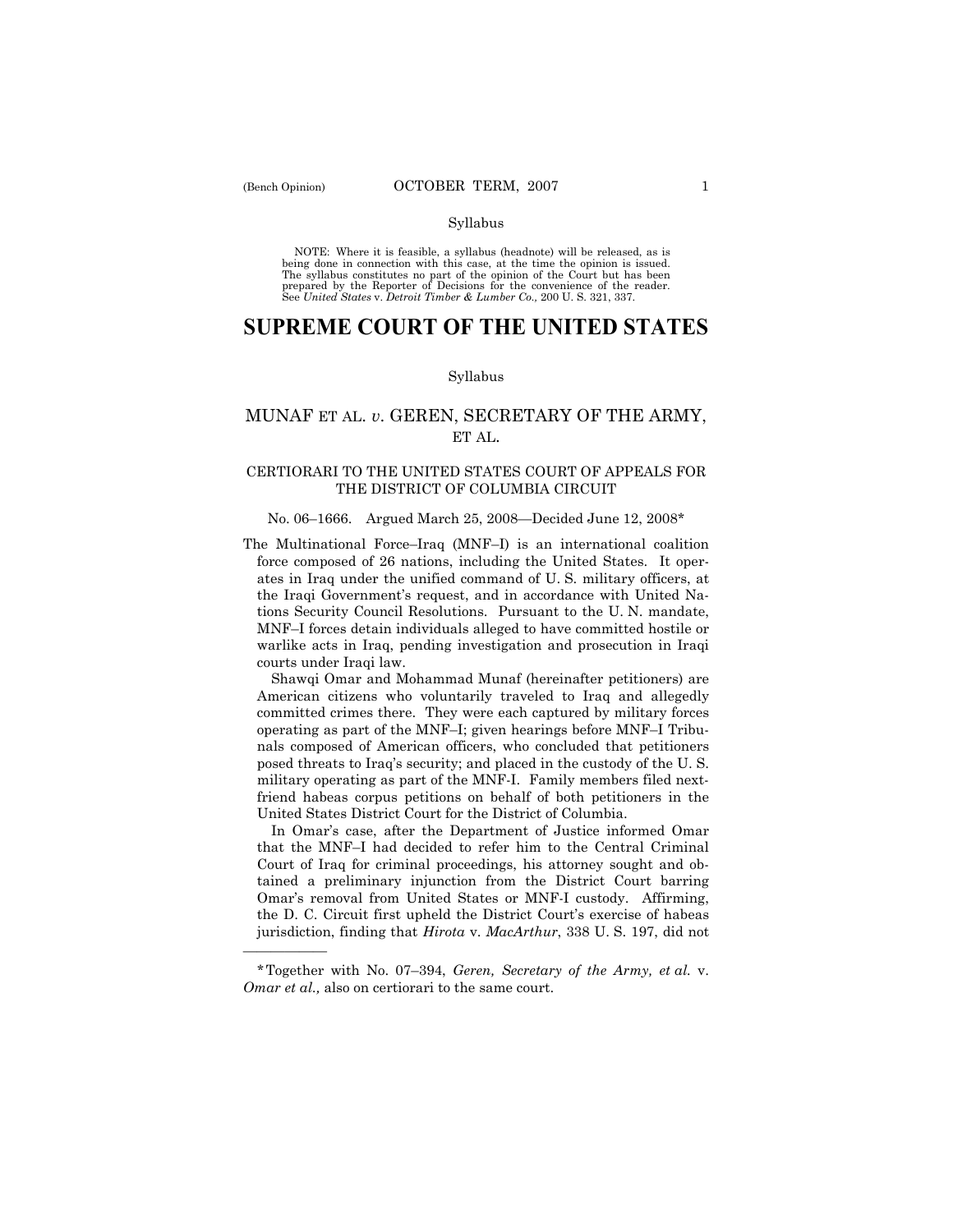(Bench Opinion)

Syllabus

NOTE: Where it is feasible, a syllabus (headnote) will be released, as is being done in connection with this case, at the time the opinion is issued. The syllabus constitutes no part of the opinion of the Court but has been prepared by the Reporter of Decisions for the convenience of the reader. See *United States* v. *Detroit Timber & Lumber Co.,* 200 U. S. 321, 337.

# SUPREME COURT OF THE UNITED STATES

Syllabus

## MUNAF ET AL. *v.* GEREN, SECRETARY OF THE ARMY, ET AL.

### CERTIORARI TO THE UNITED STATES COURT OF APPEALS FOR THE DISTRICT OF COLUMBIA CIRCUIT

No. 06–1666. Argued March 25, 2008—Decided June 12, 2008*

The Multinational Force–Iraq (MNF–I) is an international coalition force composed of 26 nations, including the United States. It operates in Iraq under the unified command of U. S. military officers, at the Iraqi Government's request, and in accordance with United Nations Security Council Resolutions. Pursuant to the U. N. mandate, MNF–I forces detain individuals alleged to have committed hostile or warlike acts in Iraq, pending investigation and prosecution in Iraqi courts under Iraqi law.

Shawqi Omar and Mohammad Munaf (hereinafter petitioners) are American citizens who voluntarily traveled to Iraq and allegedly committed crimes there. They were each captured by military forces operating as part of the MNF–I; given hearings before MNF–I Tribunals composed of American officers, who concluded that petitioners posed threats to Iraq's security; and placed in the custody of the U. S. military operating as part of the MNF-I. Family members filed next-friend habeas corpus petitions on behalf of both petitioners in the United States District Court for the District of Columbia.

In Omar's case, after the Department of Justice informed Omar that the MNF–I had decided to refer him to the Central Criminal Court of Iraq for criminal proceedings, his attorney sought and obtained a preliminary injunction from the District Court barring Omar's removal from United States or MNF-I custody. Affirming, the D. C. Circuit first upheld the District Court's exercise of habeas jurisdiction, finding that *Hirota* v. *MacArthur*, 338 U. S. 197, did not

---

*Together with No. 07–394, *Geren, Secretary of the Army, et al.* v. *Omar et al.,* also on certiorari to the same court.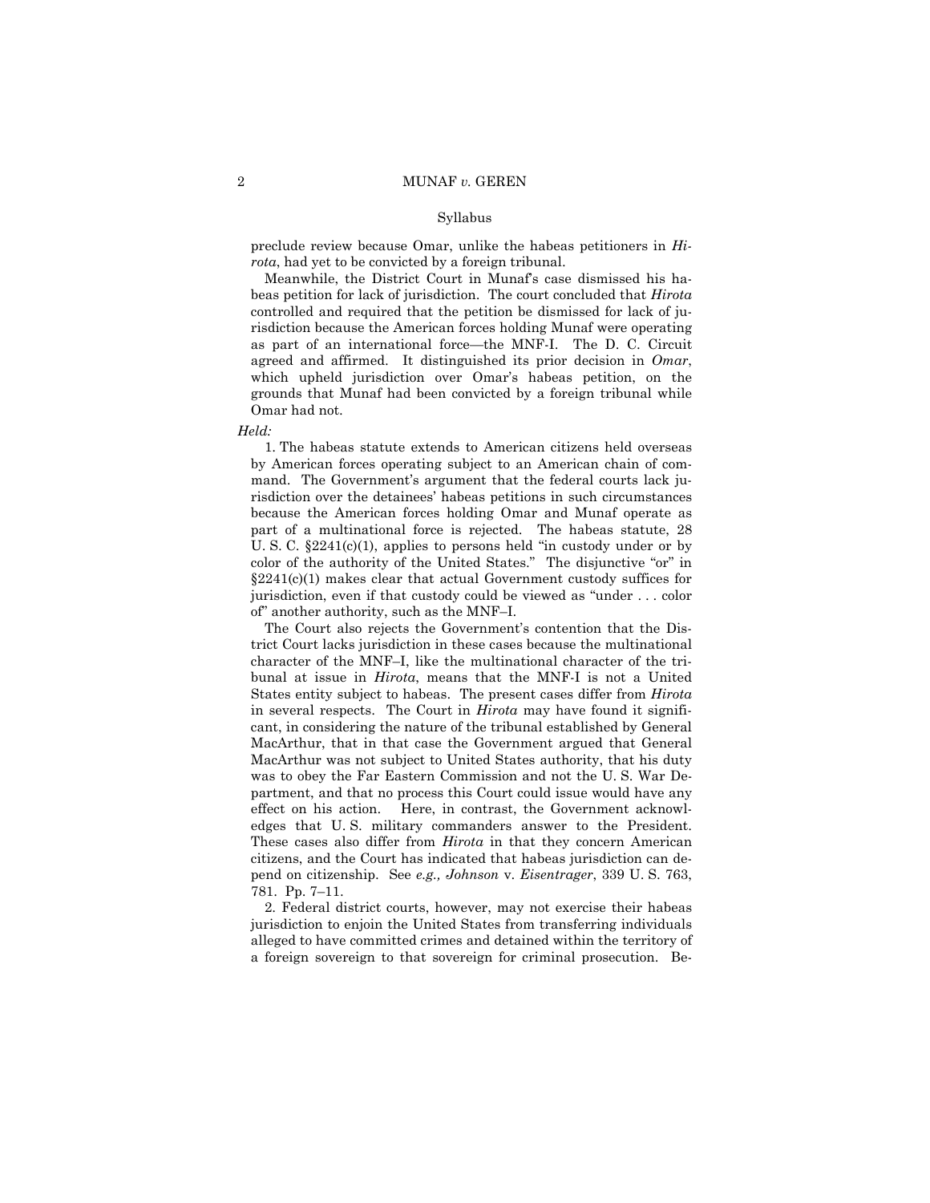preclude review because Omar, unlike the habeas petitioners in *Hirota*, had yet to be convicted by a foreign tribunal.

Meanwhile, the District Court in Munaf's case dismissed his habeas petition for lack of jurisdiction. The court concluded that *Hirota* controlled and required that the petition be dismissed for lack of jurisdiction because the American forces holding Munaf were operating as part of an international force—the MNF-I. The D. C. Circuit agreed and affirmed. It distinguished its prior decision in *Omar*, which upheld jurisdiction over Omar's habeas petition, on the grounds that Munaf had been convicted by a foreign tribunal while Omar had not.

*Held:*

1. The habeas statute extends to American citizens held overseas by American forces operating subject to an American chain of command. The Government's argument that the federal courts lack jurisdiction over the detainees' habeas petitions in such circumstances because the American forces holding Omar and Munaf operate as part of a multinational force is rejected. The habeas statute, 28 U. S. C. §2241(c)(1), applies to persons held "in custody under or by color of the authority of the United States." The disjunctive "or" in §2241(c)(1) makes clear that actual Government custody suffices for jurisdiction, even if that custody could be viewed as "under . . . color of" another authority, such as the MNF–I.

The Court also rejects the Government's contention that the District Court lacks jurisdiction in these cases because the multinational character of the MNF–I, like the multinational character of the tribunal at issue in *Hirota*, means that the MNF-I is not a United States entity subject to habeas. The present cases differ from *Hirota* in several respects. The Court in *Hirota* may have found it significant, in considering the nature of the tribunal established by General MacArthur, that in that case the Government argued that General MacArthur was not subject to United States authority, that his duty was to obey the Far Eastern Commission and not the U. S. War Department, and that no process this Court could issue would have any effect on his action. Here, in contrast, the Government acknowledges that U. S. military commanders answer to the President. These cases also differ from *Hirota* in that they concern American citizens, and the Court has indicated that habeas jurisdiction can depend on citizenship. See *e.g., Johnson* v. *Eisentrager*, 339 U. S. 763, 781. Pp. 7–11.

2. Federal district courts, however, may not exercise their habeas jurisdiction to enjoin the United States from transferring individuals alleged to have committed crimes and detained within the territory of a foreign sovereign to that sovereign for criminal prosecution. Be-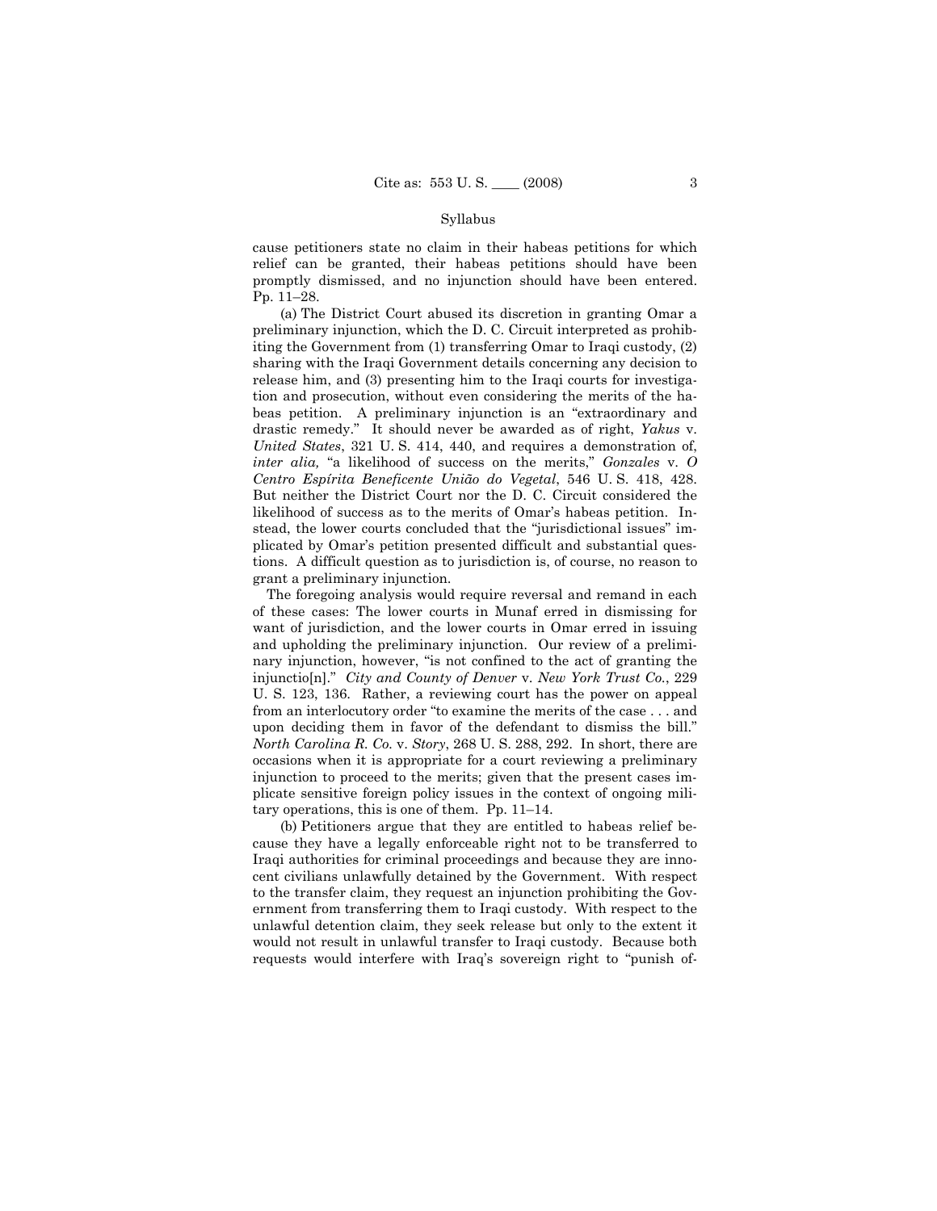cause petitioners state no claim in their habeas petitions for which relief can be granted, their habeas petitions should have been promptly dismissed, and no injunction should have been entered. Pp. 11–28.

(a) The District Court abused its discretion in granting Omar a preliminary injunction, which the D. C. Circuit interpreted as prohibiting the Government from (1) transferring Omar to Iraqi custody, (2) sharing with the Iraqi Government details concerning any decision to release him, and (3) presenting him to the Iraqi courts for investigation and prosecution, without even considering the merits of the habeas petition. A preliminary injunction is an "extraordinary and drastic remedy." It should never be awarded as of right, *Yakus* v. *United States*, 321 U. S. 414, 440, and requires a demonstration of, *inter alia,* "a likelihood of success on the merits," *Gonzales* v. *O Centro Espírita Beneficente União do Vegetal*, 546 U. S. 418, 428. But neither the District Court nor the D. C. Circuit considered the likelihood of success as to the merits of Omar's habeas petition. Instead, the lower courts concluded that the "jurisdictional issues" implicated by Omar's petition presented difficult and substantial questions. A difficult question as to jurisdiction is, of course, no reason to grant a preliminary injunction.

The foregoing analysis would require reversal and remand in each of these cases: The lower courts in Munaf erred in dismissing for want of jurisdiction, and the lower courts in Omar erred in issuing and upholding the preliminary injunction. Our review of a preliminary injunction, however, "is not confined to the act of granting the injunctio[n]." *City and County of Denver* v. *New York Trust Co.*, 229 U. S. 123, 136. Rather, a reviewing court has the power on appeal from an interlocutory order "to examine the merits of the case . . . and upon deciding them in favor of the defendant to dismiss the bill." *North Carolina R. Co.* v. *Story*, 268 U. S. 288, 292. In short, there are occasions when it is appropriate for a court reviewing a preliminary injunction to proceed to the merits; given that the present cases implicate sensitive foreign policy issues in the context of ongoing military operations, this is one of them. Pp. 11–14.

(b) Petitioners argue that they are entitled to habeas relief because they have a legally enforceable right not to be transferred to Iraqi authorities for criminal proceedings and because they are innocent civilians unlawfully detained by the Government. With respect to the transfer claim, they request an injunction prohibiting the Government from transferring them to Iraqi custody. With respect to the unlawful detention claim, they seek release but only to the extent it would not result in unlawful transfer to Iraqi custody. Because both requests would interfere with Iraq's sovereign right to "punish of-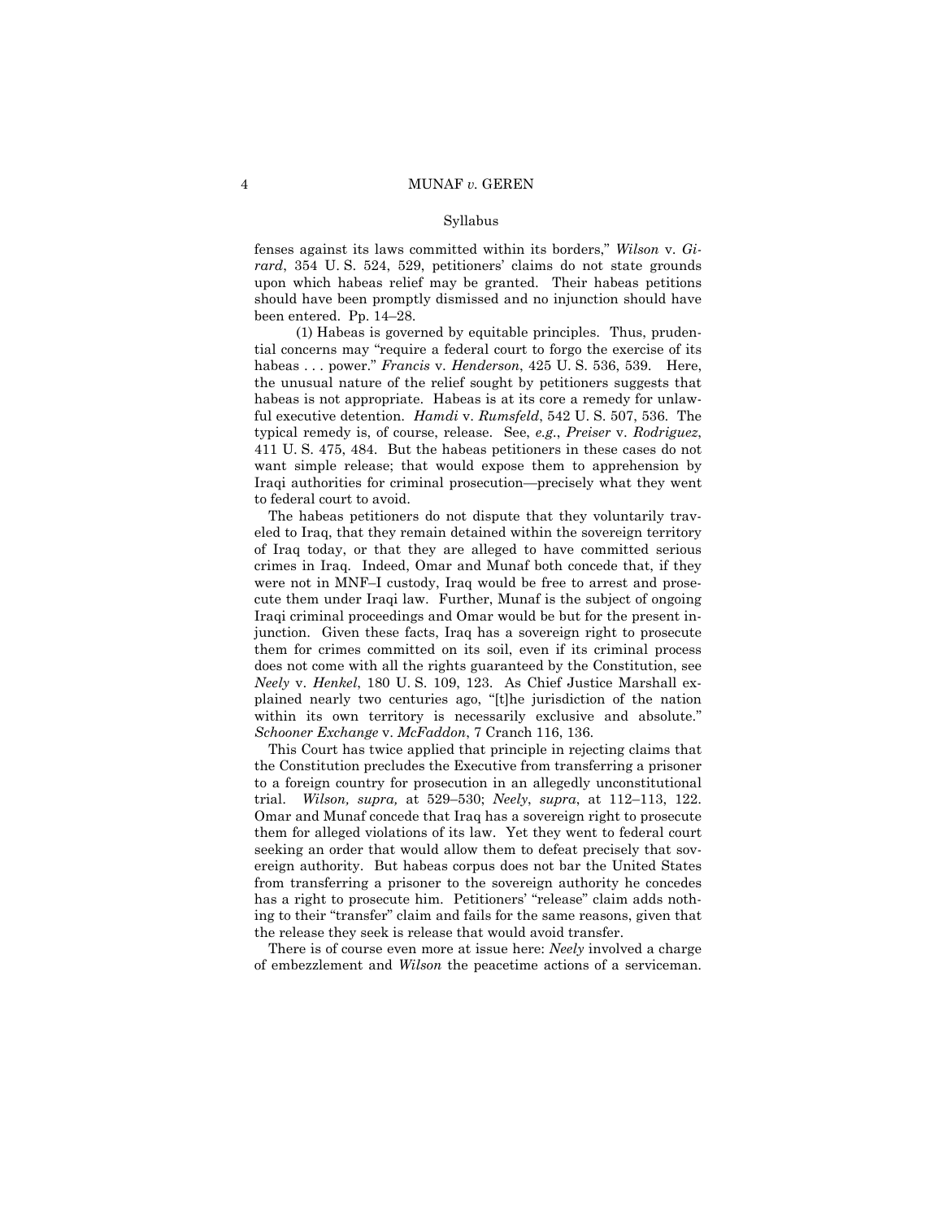fenses against its laws committed within its borders," *Wilson* v. *Girard*, 354 U. S. 524, 529, petitioners' claims do not state grounds upon which habeas relief may be granted. Their habeas petitions should have been promptly dismissed and no injunction should have been entered. Pp. 14–28.

(1) Habeas is governed by equitable principles. Thus, prudential concerns may "require a federal court to forgo the exercise of its habeas . . . power." *Francis* v. *Henderson*, 425 U. S. 536, 539. Here, the unusual nature of the relief sought by petitioners suggests that habeas is not appropriate. Habeas is at its core a remedy for unlawful executive detention. *Hamdi* v. *Rumsfeld*, 542 U. S. 507, 536. The typical remedy is, of course, release. See, *e.g.*, *Preiser* v. *Rodriguez*, 411 U. S. 475, 484. But the habeas petitioners in these cases do not want simple release; that would expose them to apprehension by Iraqi authorities for criminal prosecution—precisely what they went to federal court to avoid.

The habeas petitioners do not dispute that they voluntarily traveled to Iraq, that they remain detained within the sovereign territory of Iraq today, or that they are alleged to have committed serious crimes in Iraq. Indeed, Omar and Munaf both concede that, if they were not in MNF–I custody, Iraq would be free to arrest and prosecute them under Iraqi law. Further, Munaf is the subject of ongoing Iraqi criminal proceedings and Omar would be but for the present injunction. Given these facts, Iraq has a sovereign right to prosecute them for crimes committed on its soil, even if its criminal process does not come with all the rights guaranteed by the Constitution, see *Neely* v. *Henkel*, 180 U. S. 109, 123. As Chief Justice Marshall explained nearly two centuries ago, "[t]he jurisdiction of the nation within its own territory is necessarily exclusive and absolute." *Schooner Exchange* v. *McFaddon*, 7 Cranch 116, 136.

This Court has twice applied that principle in rejecting claims that the Constitution precludes the Executive from transferring a prisoner to a foreign country for prosecution in an allegedly unconstitutional trial. *Wilson, supra,* at 529–530; *Neely*, *supra*, at 112–113, 122. Omar and Munaf concede that Iraq has a sovereign right to prosecute them for alleged violations of its law. Yet they went to federal court seeking an order that would allow them to defeat precisely that sovereign authority. But habeas corpus does not bar the United States from transferring a prisoner to the sovereign authority he concedes has a right to prosecute him. Petitioners' "release" claim adds nothing to their "transfer" claim and fails for the same reasons, given that the release they seek is release that would avoid transfer.

There is of course even more at issue here: *Neely* involved a charge of embezzlement and *Wilson* the peacetime actions of a serviceman.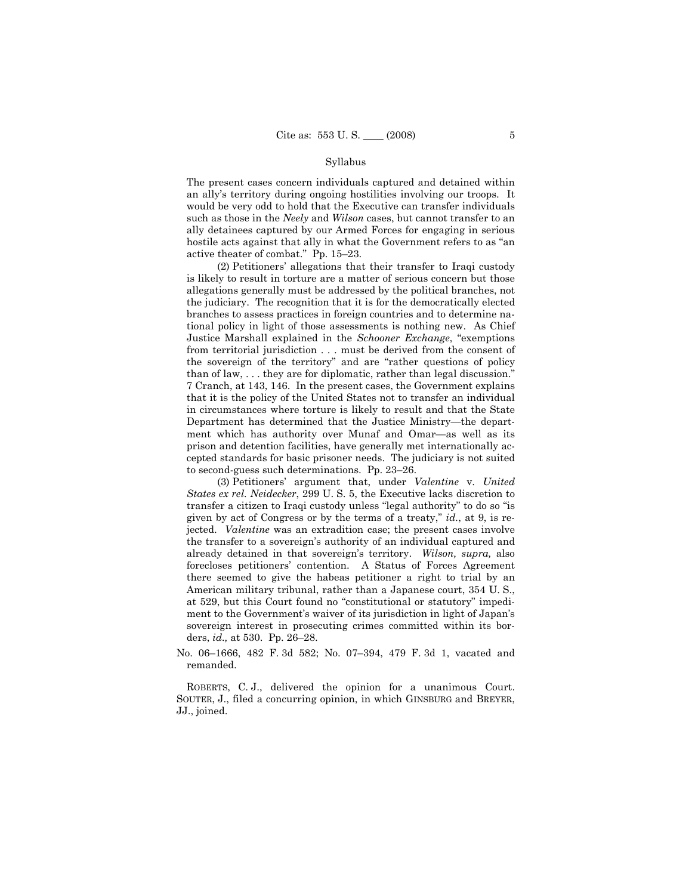The present cases concern individuals captured and detained within an ally's territory during ongoing hostilities involving our troops. It would be very odd to hold that the Executive can transfer individuals such as those in the *Neely* and *Wilson* cases, but cannot transfer to an ally detainees captured by our Armed Forces for engaging in serious hostile acts against that ally in what the Government refers to as "an active theater of combat." Pp. 15–23.

(2) Petitioners' allegations that their transfer to Iraqi custody is likely to result in torture are a matter of serious concern but those allegations generally must be addressed by the political branches, not the judiciary. The recognition that it is for the democratically elected branches to assess practices in foreign countries and to determine national policy in light of those assessments is nothing new. As Chief Justice Marshall explained in the *Schooner Exchange*, "exemptions from territorial jurisdiction . . . must be derived from the consent of the sovereign of the territory" and are "rather questions of policy than of law, . . . they are for diplomatic, rather than legal discussion." 7 Cranch, at 143, 146. In the present cases, the Government explains that it is the policy of the United States not to transfer an individual in circumstances where torture is likely to result and that the State Department has determined that the Justice Ministry—the department which has authority over Munaf and Omar—as well as its prison and detention facilities, have generally met internationally accepted standards for basic prisoner needs. The judiciary is not suited to second-guess such determinations. Pp. 23–26.

(3) Petitioners' argument that, under *Valentine* v. *United States ex rel. Neidecker*, 299 U. S. 5, the Executive lacks discretion to transfer a citizen to Iraqi custody unless "legal authority" to do so "is given by act of Congress or by the terms of a treaty," *id.*, at 9, is rejected. *Valentine* was an extradition case; the present cases involve the transfer to a sovereign's authority of an individual captured and already detained in that sovereign's territory. *Wilson, supra,* also forecloses petitioners' contention. A Status of Forces Agreement there seemed to give the habeas petitioner a right to trial by an American military tribunal, rather than a Japanese court, 354 U. S., at 529, but this Court found no "constitutional or statutory" impediment to the Government's waiver of its jurisdiction in light of Japan's sovereign interest in prosecuting crimes committed within its borders, *id.,* at 530. Pp. 26–28.

No. 06–1666, 482 F. 3d 582; No. 07–394, 479 F. 3d 1, vacated and remanded.

ROBERTS, C. J., delivered the opinion for a unanimous Court. SOUTER, J., filed a concurring opinion, in which GINSBURG and BREYER, JJ., joined.